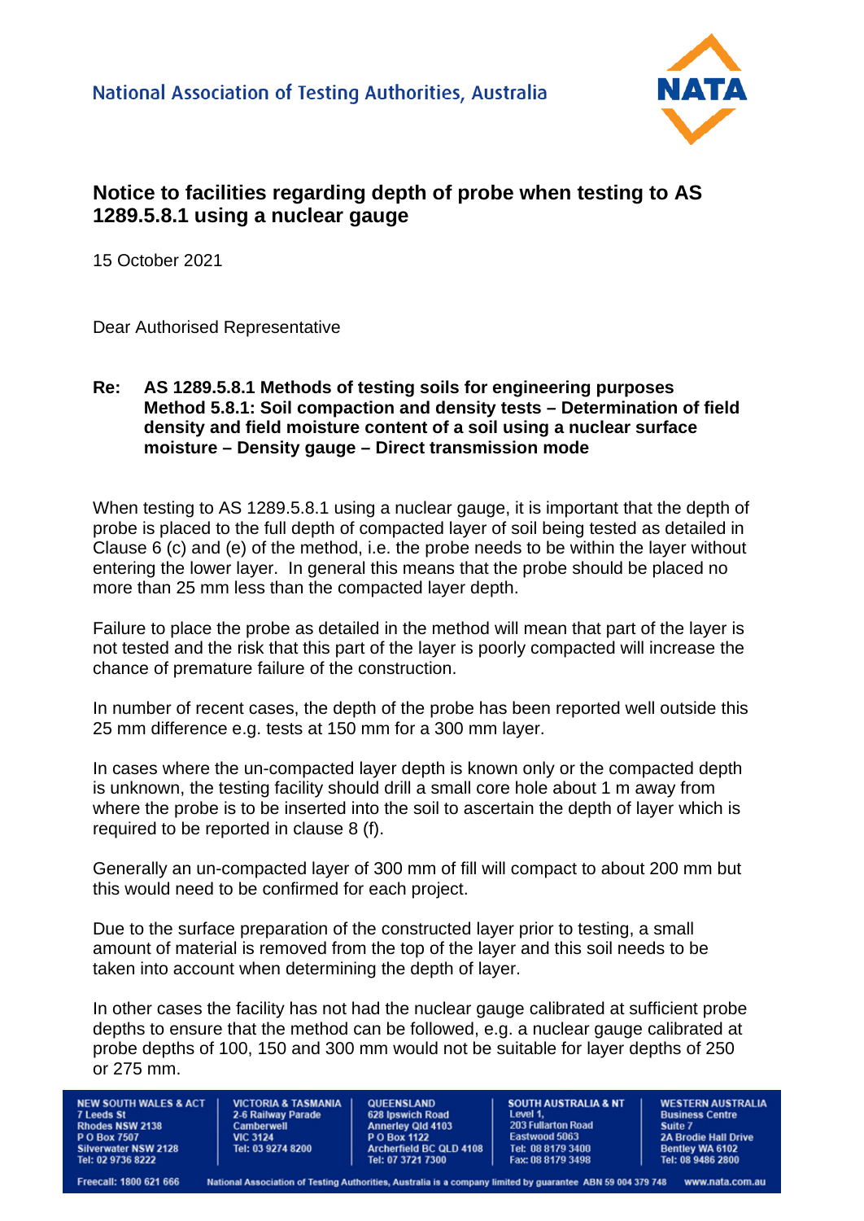National Association of Testing Authorities, Australia

# Notice to facilities regarding depth of probe when testing to AS 1289.5.8.1 using a nuclear gauge

15 October 2021

Dear Authorised Representative

**Re: AS 1289.5.8.1 Methods of testing soils for engineering purposes Method 5.8.1: Soil compaction and density tests – Determination of field density and field moisture content of a soil using a nuclear surface moisture – Density gauge – Direct transmission mode**

When testing to AS 1289.5.8.1 using a nuclear gauge, it is important that the depth of probe is placed to the full depth of compacted layer of soil being tested as detailed in Clause 6 (c) and (e) of the method, i.e. the probe needs to be within the layer without entering the lower layer. In general this means that the probe should be placed no more than 25 mm less than the compacted layer depth.

Failure to place the probe as detailed in the method will mean that part of the layer is not tested and the risk that this part of the layer is poorly compacted will increase the chance of premature failure of the construction.

In number of recent cases, the depth of the probe has been reported well outside this 25 mm difference e.g. tests at 150 mm for a 300 mm layer.

In cases where the un-compacted layer depth is known only or the compacted depth is unknown, the testing facility should drill a small core hole about 1 m away from where the probe is to be inserted into the soil to ascertain the depth of layer which is required to be reported in clause 8 (f).

Generally an un-compacted layer of 300 mm of fill will compact to about 200 mm but this would need to be confirmed for each project.

Due to the surface preparation of the constructed layer prior to testing, a small amount of material is removed from the top of the layer and this soil needs to be taken into account when determining the depth of layer.

In other cases the facility has not had the nuclear gauge calibrated at sufficient probe depths to ensure that the method can be followed, e.g. a nuclear gauge calibrated at probe depths of 100, 150 and 300 mm would not be suitable for layer depths of 250 or 275 mm.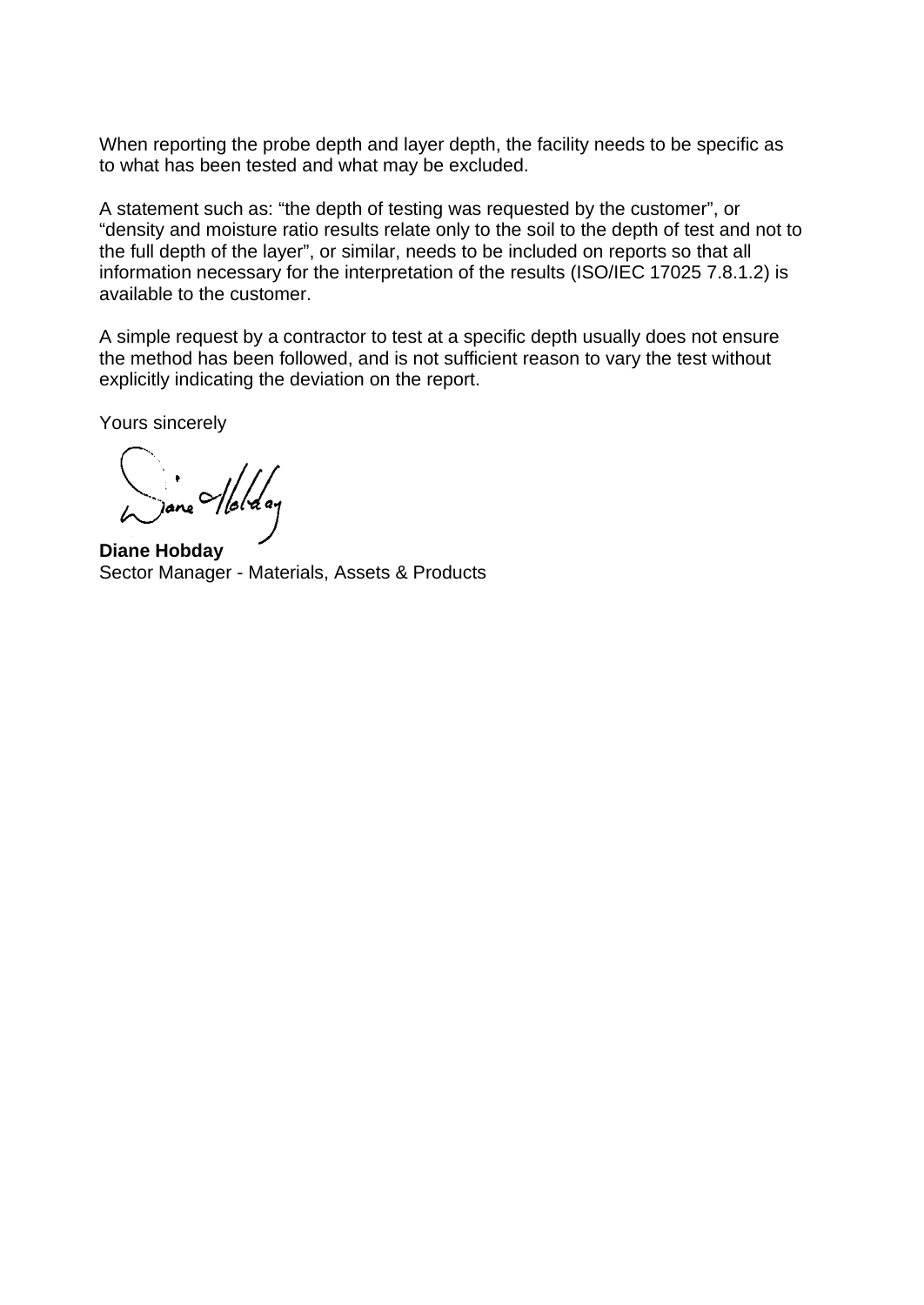When reporting the probe depth and layer depth, the facility needs to be specific as to what has been tested and what may be excluded.

A statement such as: “the depth of testing was requested by the customer”, or “density and moisture ratio results relate only to the soil to the depth of test and not to the full depth of the layer”, or similar, needs to be included on reports so that all information necessary for the interpretation of the results (ISO/IEC 17025 7.8.1.2) is available to the customer.

A simple request by a contractor to test at a specific depth usually does not ensure the method has been followed, and is not sufficient reason to vary the test without explicitly indicating the deviation on the report.

Yours sincerely

**Diane Hobday**
Sector Manager - Materials, Assets & Products